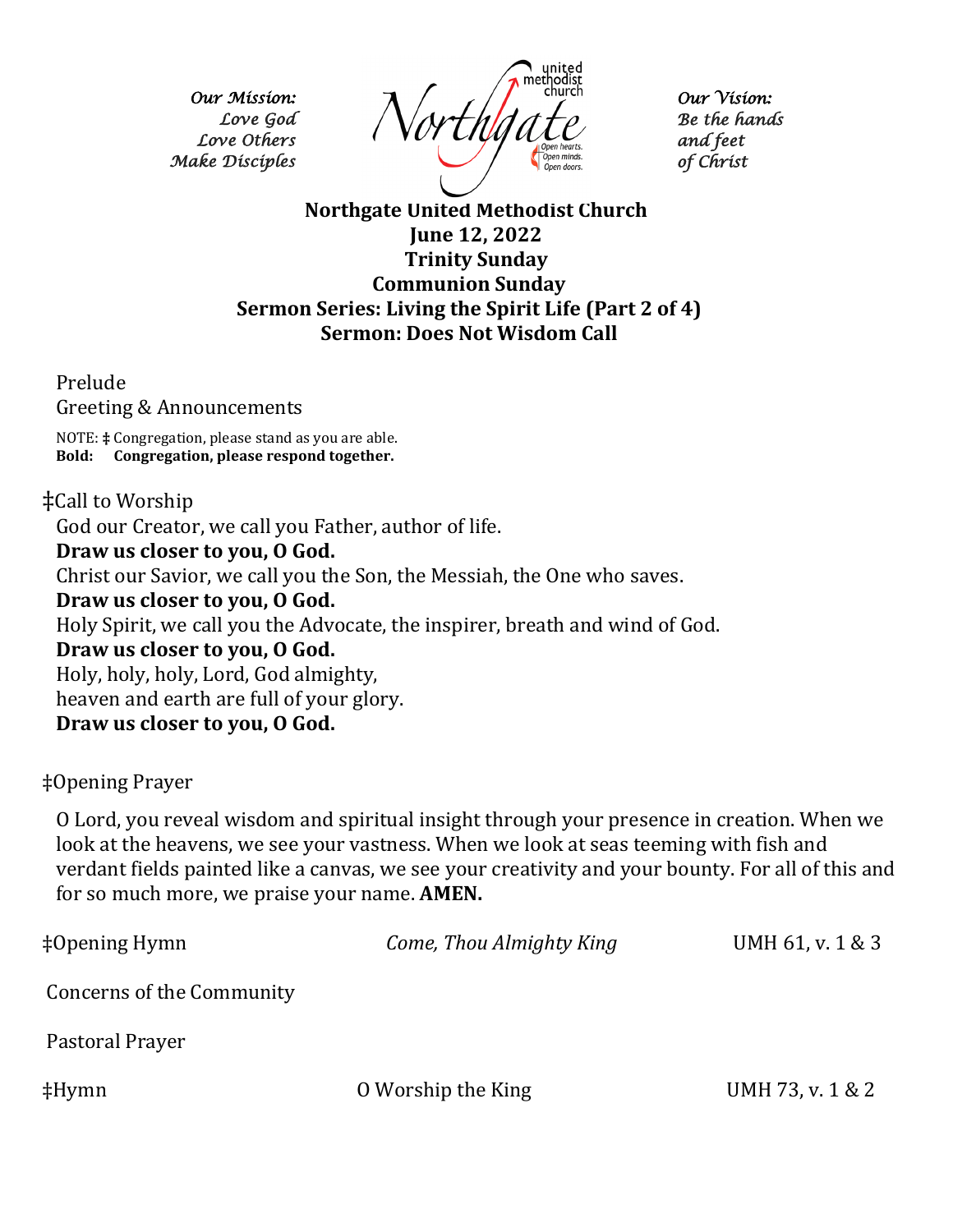*Our Mission:*
*Love God*
*Love Others*
*Make Disciples*

Northgate united methodist church — Open hearts. Open minds. Open doors.

*Our Vision:*
*Be the hands*
*and feet*
*of Christ*

**Northgate United Methodist Church**
**June 12, 2022**
**Trinity Sunday**
**Communion Sunday**
**Sermon Series: Living the Spirit Life (Part 2 of 4)**
**Sermon: Does Not Wisdom Call**

Prelude

Greeting & Announcements

NOTE: ‡ Congregation, please stand as you are able.
**Bold: Congregation, please respond together.**

‡Call to Worship

God our Creator, we call you Father, author of life.
**Draw us closer to you, O God.**
Christ our Savior, we call you the Son, the Messiah, the One who saves.
**Draw us closer to you, O God.**
Holy Spirit, we call you the Advocate, the inspirer, breath and wind of God.
**Draw us closer to you, O God.**
Holy, holy, holy, Lord, God almighty,
heaven and earth are full of your glory.
**Draw us closer to you, O God.**

‡Opening Prayer

O Lord, you reveal wisdom and spiritual insight through your presence in creation. When we look at the heavens, we see your vastness. When we look at seas teeming with fish and verdant fields painted like a canvas, we see your creativity and your bounty. For all of this and for so much more, we praise your name. **AMEN.**

‡Opening Hymn — *Come, Thou Almighty King* — UMH 61, v. 1 & 3

Concerns of the Community

Pastoral Prayer

‡Hymn — O Worship the King — UMH 73, v. 1 & 2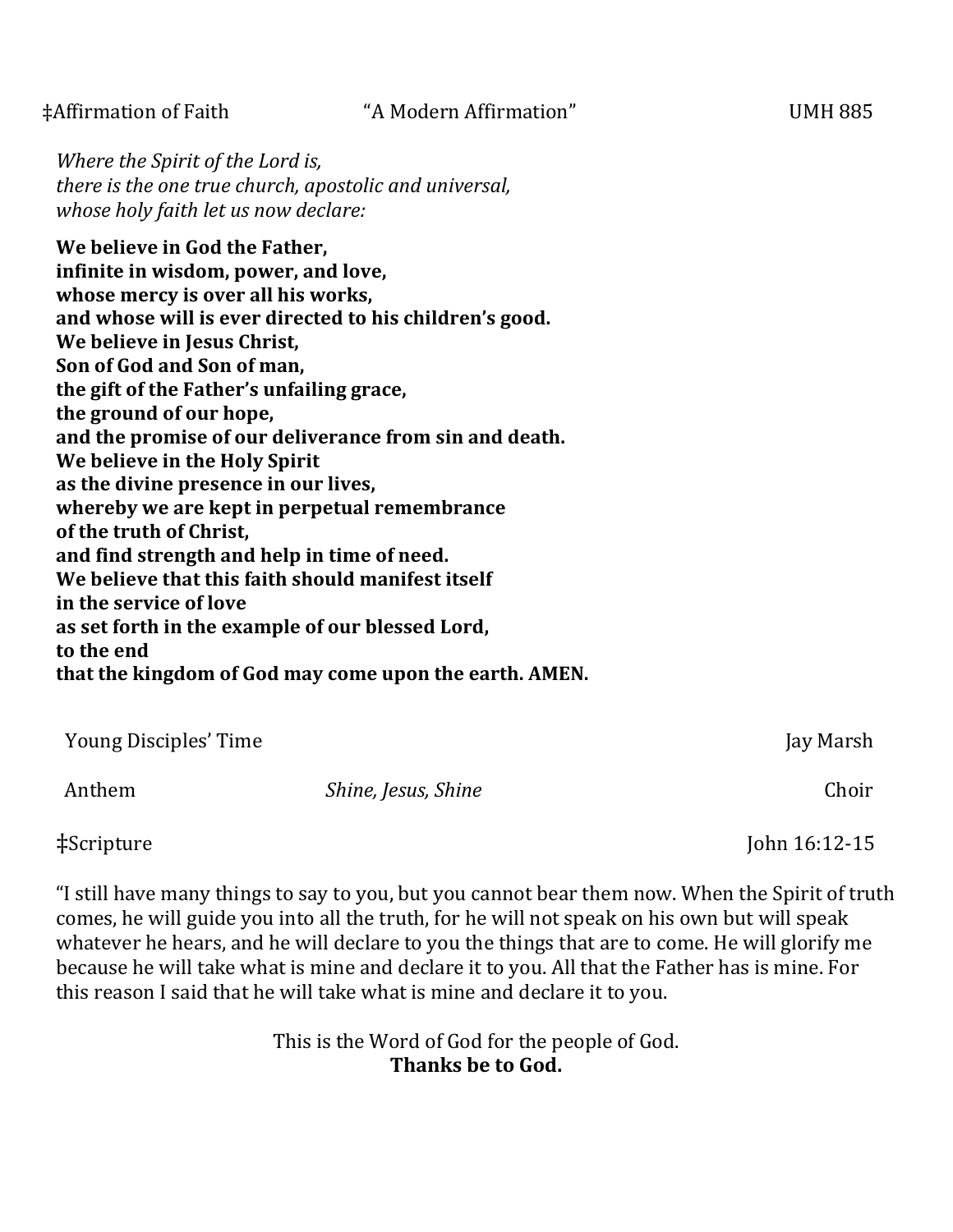‡Affirmation of Faith "A Modern Affirmation" UMH 885

*Where the Spirit of the Lord is,*
*there is the one true church, apostolic and universal,*
*whose holy faith let us now declare:*

**We believe in God the Father,**
**infinite in wisdom, power, and love,**
**whose mercy is over all his works,**
**and whose will is ever directed to his children's good.**
**We believe in Jesus Christ,**
**Son of God and Son of man,**
**the gift of the Father's unfailing grace,**
**the ground of our hope,**
**and the promise of our deliverance from sin and death.**
**We believe in the Holy Spirit**
**as the divine presence in our lives,**
**whereby we are kept in perpetual remembrance**
**of the truth of Christ,**
**and find strength and help in time of need.**
**We believe that this faith should manifest itself**
**in the service of love**
**as set forth in the example of our blessed Lord,**
**to the end**
**that the kingdom of God may come upon the earth. AMEN.**

Young Disciples' Time Jay Marsh

Anthem *Shine, Jesus, Shine* Choir

‡Scripture John 16:12-15

"I still have many things to say to you, but you cannot bear them now. When the Spirit of truth comes, he will guide you into all the truth, for he will not speak on his own but will speak whatever he hears, and he will declare to you the things that are to come. He will glorify me because he will take what is mine and declare it to you. All that the Father has is mine. For this reason I said that he will take what is mine and declare it to you.

This is the Word of God for the people of God.
**Thanks be to God.**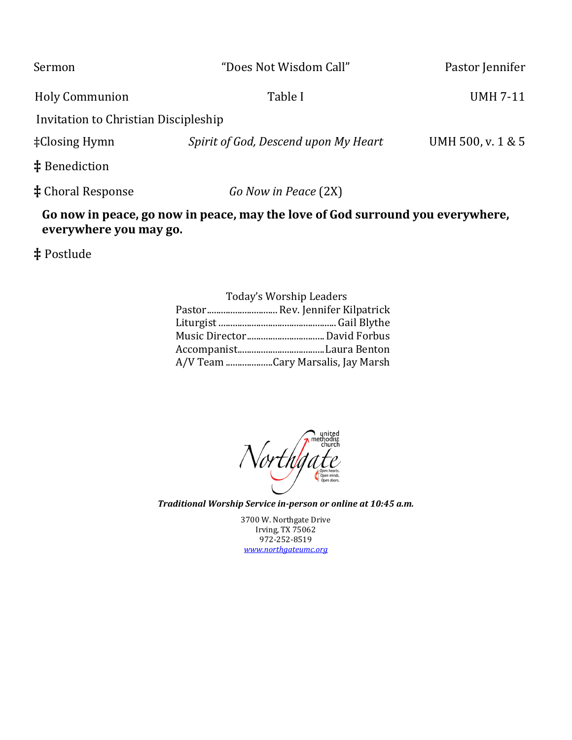Sermon "Does Not Wisdom Call" Pastor Jennifer

Holy Communion Table I UMH 7-11

Invitation to Christian Discipleship

‡Closing Hymn *Spirit of God, Descend upon My Heart* UMH 500, v. 1 & 5

‡ Benediction

‡ Choral Response *Go Now in Peace* (2X)

**Go now in peace, go now in peace, may the love of God surround you everywhere, everywhere you may go.**

‡ Postlude

Today's Worship Leaders

Pastor.............................. Rev. Jennifer Kilpatrick
Liturgist ................................................. Gail Blythe
Music Director................................ David Forbus
Accompanist....................................Laura Benton
A/V Team ....................Cary Marsalis, Jay Marsh

Northgate united methodist church
Open hearts. Open minds. Open doors.

***Traditional Worship Service in-person or online at 10:45 a.m.***

3700 W. Northgate Drive
Irving, TX 75062
972-252-8519
*www.northgateumc.org*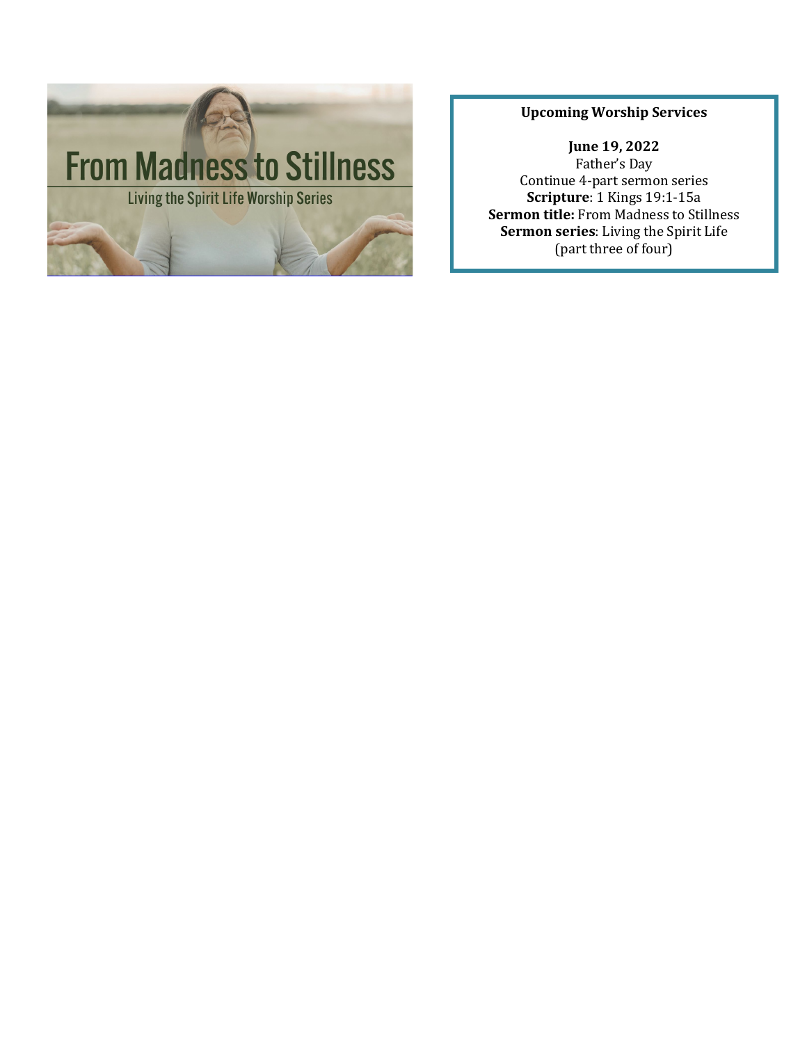From Madness to Stillness

Living the Spirit Life Worship Series

**Upcoming Worship Services**

**June 19, 2022**
Father's Day
Continue 4-part sermon series
**Scripture**: 1 Kings 19:1-15a
**Sermon title:** From Madness to Stillness
**Sermon series**: Living the Spirit Life
(part three of four)